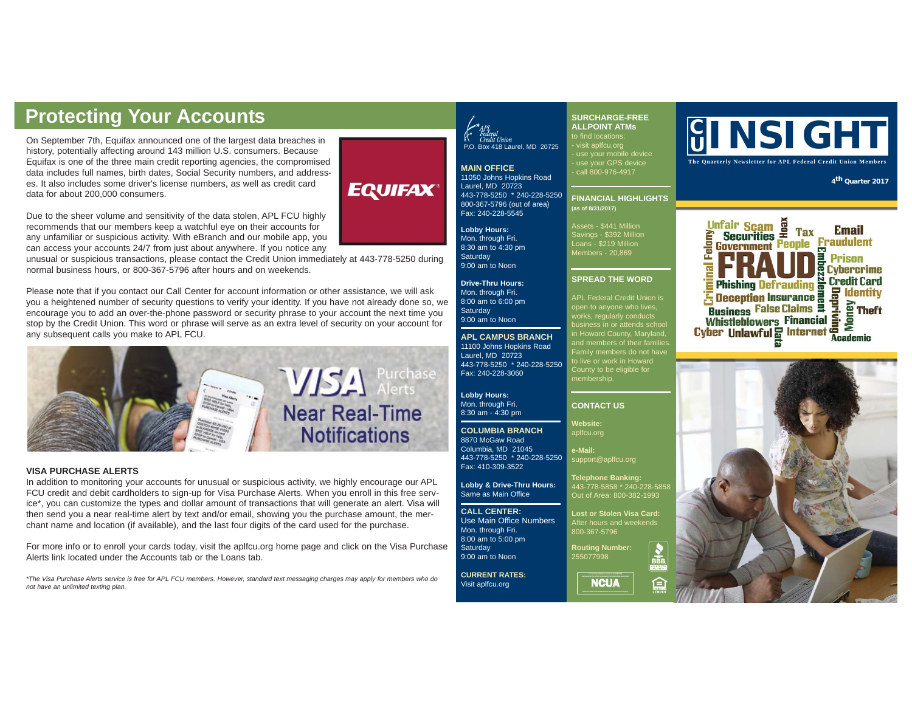# Protecting Your Accounts

On September 7th, Equifax announced one of the largest data breaches in history, potentially affecting around 143 million U.S. consumers. Because Equifax is one of the three main credit reporting agencies, the compromised data includes full names, birth dates, Social Security numbers, and addresses. It also includes some driver's license numbers, as well as credit card data for about 200,000 consumers.

Due to the sheer volume and sensitivity of the data stolen, APL FCU highly recommends that our members keep a watchful eye on their accounts for any unfamiliar or suspicious activity. With eBranch and our mobile app, you can access your accounts 24/7 from just about anywhere. If you notice any unusual or suspicious transactions, please contact the Credit Union immediately at 443-778-5250 during normal business hours, or 800-367-5796 after hours and on weekends.

Please note that if you contact our Call Center for account information or other assistance, we will ask you a heightened number of security questions to verify your identity. If you have not already done so, we encourage you to add an over-the-phone password or security phrase to your account the next time you stop by the Credit Union. This word or phrase will serve as an extra level of security on your account for any subsequent calls you make to APL FCU.

VISA Purchase Alerts
Near Real-Time Notifications

### VISA PURCHASE ALERTS

In addition to monitoring your accounts for unusual or suspicious activity, we highly encourage our APL FCU credit and debit cardholders to sign-up for Visa Purchase Alerts. When you enroll in this free service*, you can customize the types and dollar amount of transactions that will generate an alert. Visa will then send you a near real-time alert by text and/or email, showing you the purchase amount, the merchant name and location (if available), and the last four digits of the card used for the purchase.

For more info or to enroll your cards today, visit the aplfcu.org home page and click on the Visa Purchase Alerts link located under the Accounts tab or the Loans tab.

*\*The Visa Purchase Alerts service is free for APL FCU members. However, standard text messaging charges may apply for members who do not have an unlimited texting plan.*

APL Federal Credit Union
P.O. Box 418 Laurel, MD 20725

**MAIN OFFICE**
11050 Johns Hopkins Road
Laurel, MD 20723
443-778-5250 * 240-228-5250
800-367-5796 (out of area)
Fax: 240-228-5545

**Lobby Hours:**
Mon. through Fri.
8:30 am to 4:30 pm
Saturday
9:00 am to Noon

**Drive-Thru Hours:**
Mon. through Fri.
8:00 am to 6:00 pm
Saturday
9:00 am to Noon

**APL CAMPUS BRANCH**
11100 Johns Hopkins Road
Laurel, MD 20723
443-778-5250 * 240-228-5250
Fax: 240-228-3060

**Lobby Hours:**
Mon. through Fri.
8:30 am - 4:30 pm

**COLUMBIA BRANCH**
8870 McGaw Road
Columbia, MD 21045
443-778-5250 * 240-228-5250
Fax: 410-309-3522

**Lobby & Drive-Thru Hours:**
Same as Main Office

**CALL CENTER:**
Use Main Office Numbers
Mon. through Fri.
8:00 am to 5:00 pm
Saturday
9:00 am to Noon

**CURRENT RATES:**
Visit aplfcu.org

**SURCHARGE-FREE ALLPOINT ATMs**
to find locations:
- visit aplfcu.org
- use your mobile device
- use your GPS device
- call 800-976-4917

**FINANCIAL HIGHLIGHTS**
**(as of 8/31/2017)**

Assets - $441 Million
Savings - $392 Million
Loans - $219 Million
Members - 20,869

**SPREAD THE WORD**

APL Federal Credit Union is open to anyone who lives, works, regularly conducts business in or attends school in Howard County, Maryland, and members of their families. Family members do not have to live or work in Howard County to be eligible for membership.

**CONTACT US**

**Website:**
aplfcu.org

**e-Mail:**
support@aplfcu.org

**Telephone Banking:**
443-778-5858 * 240-228-5858
Out of Area: 800-382-1993

**Lost or Stolen Visa Card:**
After hours and weekends
800-367-5796

**Routing Number:**
255077998

# CU INSIGHT

The Quarterly Newsletter for APL Federal Credit Union Members

4th Quarter 2017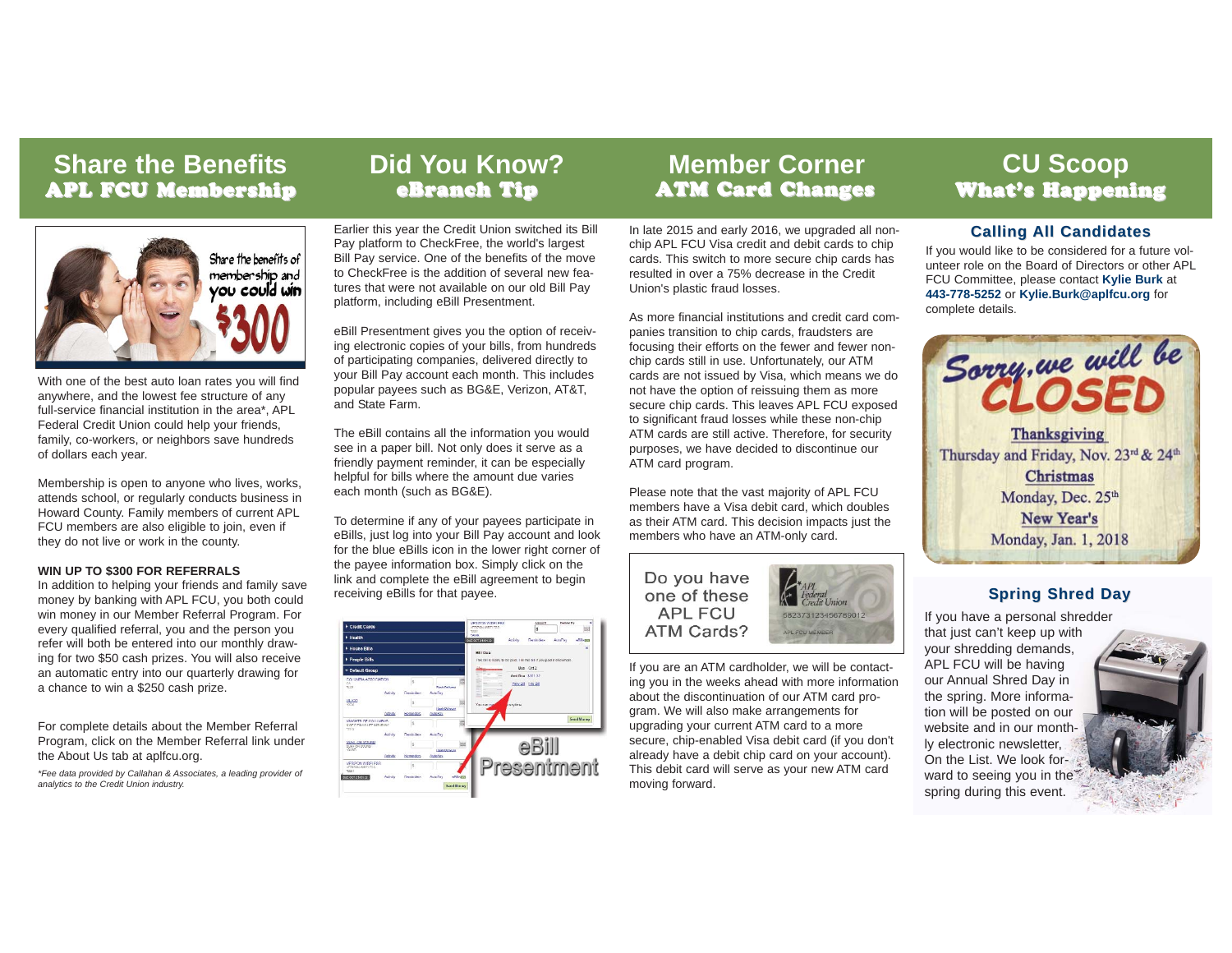## Share the Benefits
### APL FCU Membership

Share the benefits of membership and you could win $300

With one of the best auto loan rates you will find anywhere, and the lowest fee structure of any full-service financial institution in the area*, APL Federal Credit Union could help your friends, family, co-workers, or neighbors save hundreds of dollars each year.

Membership is open to anyone who lives, works, attends school, or regularly conducts business in Howard County. Family members of current APL FCU members are also eligible to join, even if they do not live or work in the county.

**WIN UP TO $300 FOR REFERRALS**

In addition to helping your friends and family save money by banking with APL FCU, you both could win money in our Member Referral Program. For every qualified referral, you and the person you refer will both be entered into our monthly drawing for two $50 cash prizes. You will also receive an automatic entry into our quarterly drawing for a chance to win a $250 cash prize.

For complete details about the Member Referral Program, click on the Member Referral link under the About Us tab at aplfcu.org.

*\*Fee data provided by Callahan & Associates, a leading provider of analytics to the Credit Union industry.*

## Did You Know?
### eBranch Tip

Earlier this year the Credit Union switched its Bill Pay platform to CheckFree, the world's largest Bill Pay service. One of the benefits of the move to CheckFree is the addition of several new features that were not available on our old Bill Pay platform, including eBill Presentment.

eBill Presentment gives you the option of receiving electronic copies of your bills, from hundreds of participating companies, delivered directly to your Bill Pay account each month. This includes popular payees such as BG&E, Verizon, AT&T, and State Farm.

The eBill contains all the information you would see in a paper bill. Not only does it serve as a friendly payment reminder, it can be especially helpful for bills where the amount due varies each month (such as BG&E).

To determine if any of your payees participate in eBills, just log into your Bill Pay account and look for the blue eBills icon in the lower right corner of the payee information box. Simply click on the link and complete the eBill agreement to begin receiving eBills for that payee.

eBill Presentment

## Member Corner
### ATM Card Changes

In late 2015 and early 2016, we upgraded all non-chip APL FCU Visa credit and debit cards to chip cards. This switch to more secure chip cards has resulted in over a 75% decrease in the Credit Union's plastic fraud losses.

As more financial institutions and credit card companies transition to chip cards, fraudsters are focusing their efforts on the fewer and fewer non-chip cards still in use. Unfortunately, our ATM cards are not issued by Visa, which means we do not have the option of reissuing them as more secure chip cards. This leaves APL FCU exposed to significant fraud losses while these non-chip ATM cards are still active. Therefore, for security purposes, we have decided to discontinue our ATM card program.

Please note that the vast majority of APL FCU members have a Visa debit card, which doubles as their ATM card. This decision impacts just the members who have an ATM-only card.

Do you have one of these APL FCU ATM Cards?

If you are an ATM cardholder, we will be contacting you in the weeks ahead with more information about the discontinuation of our ATM card program. We will also make arrangements for upgrading your current ATM card to a more secure, chip-enabled Visa debit card (if you don't already have a debit chip card on your account). This debit card will serve as your new ATM card moving forward.

## CU Scoop
### What's Happening

#### Calling All Candidates

If you would like to be considered for a future volunteer role on the Board of Directors or other APL FCU Committee, please contact **Kylie Burk** at **443-778-5252** or **Kylie.Burk@aplfcu.org** for complete details.

Sorry, we will be CLOSED

Thanksgiving
Thursday and Friday, Nov. 23rd & 24th

Christmas
Monday, Dec. 25th

New Year's
Monday, Jan. 1, 2018

#### Spring Shred Day

If you have a personal shredder that just can't keep up with your shredding demands, APL FCU will be having our Annual Shred Day in the spring. More information will be posted on our website and in our monthly electronic newsletter, On the List. We look forward to seeing you in the spring during this event.